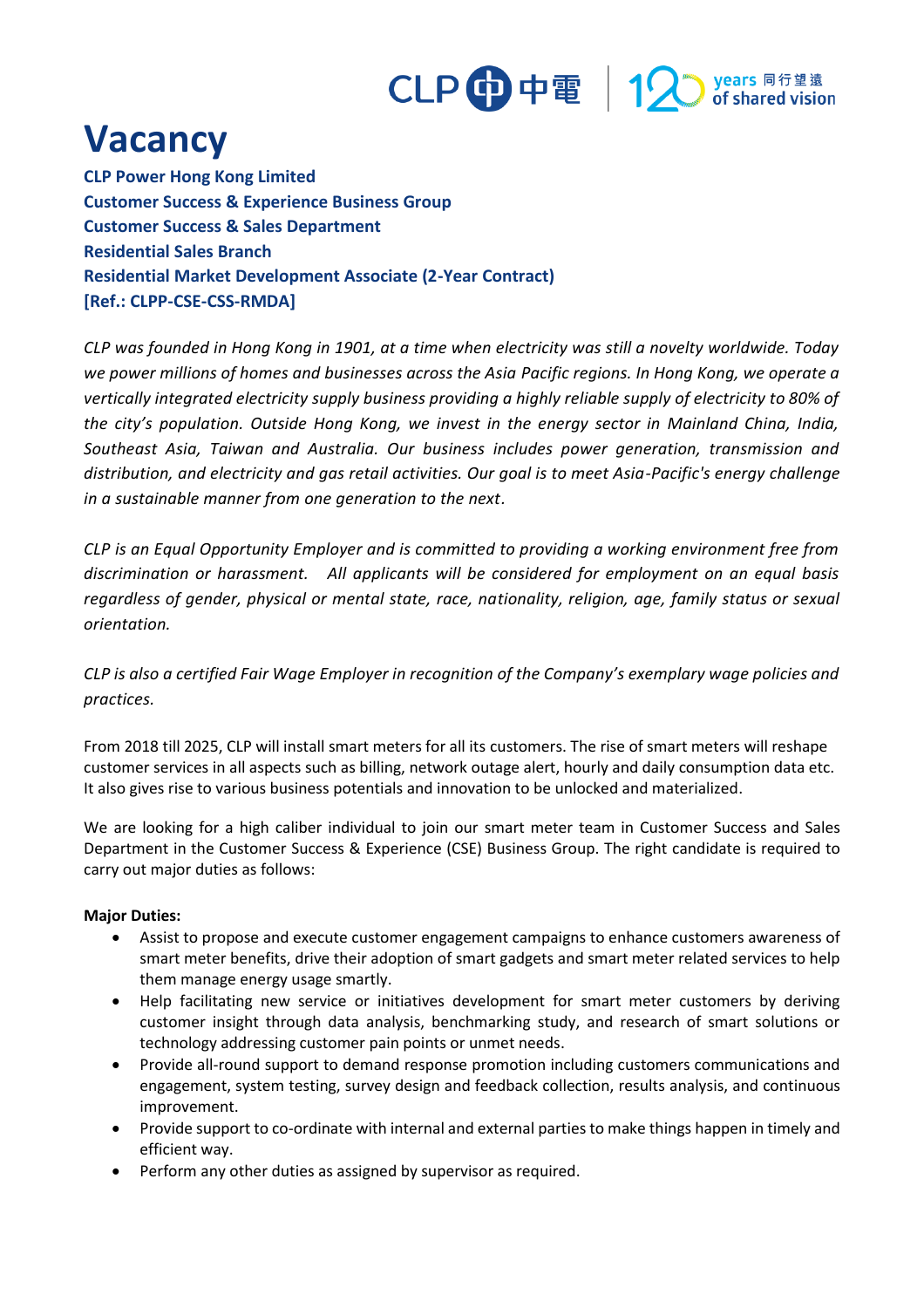# Vacancy

**CLP Power Hong Kong Limited**
**Customer Success & Experience Business Group**
**Customer Success & Sales Department**
**Residential Sales Branch**
**Residential Market Development Associate (2-Year Contract)**
**[Ref.: CLPP-CSE-CSS-RMDA]**

*CLP was founded in Hong Kong in 1901, at a time when electricity was still a novelty worldwide. Today we power millions of homes and businesses across the Asia Pacific regions. In Hong Kong, we operate a vertically integrated electricity supply business providing a highly reliable supply of electricity to 80% of the city's population. Outside Hong Kong, we invest in the energy sector in Mainland China, India, Southeast Asia, Taiwan and Australia. Our business includes power generation, transmission and distribution, and electricity and gas retail activities. Our goal is to meet Asia-Pacific's energy challenge in a sustainable manner from one generation to the next.*

*CLP is an Equal Opportunity Employer and is committed to providing a working environment free from discrimination or harassment. All applicants will be considered for employment on an equal basis regardless of gender, physical or mental state, race, nationality, religion, age, family status or sexual orientation.*

*CLP is also a certified Fair Wage Employer in recognition of the Company's exemplary wage policies and practices.*

From 2018 till 2025, CLP will install smart meters for all its customers. The rise of smart meters will reshape customer services in all aspects such as billing, network outage alert, hourly and daily consumption data etc. It also gives rise to various business potentials and innovation to be unlocked and materialized.

We are looking for a high caliber individual to join our smart meter team in Customer Success and Sales Department in the Customer Success & Experience (CSE) Business Group. The right candidate is required to carry out major duties as follows:

**Major Duties:**

- Assist to propose and execute customer engagement campaigns to enhance customers awareness of smart meter benefits, drive their adoption of smart gadgets and smart meter related services to help them manage energy usage smartly.
- Help facilitating new service or initiatives development for smart meter customers by deriving customer insight through data analysis, benchmarking study, and research of smart solutions or technology addressing customer pain points or unmet needs.
- Provide all-round support to demand response promotion including customers communications and engagement, system testing, survey design and feedback collection, results analysis, and continuous improvement.
- Provide support to co-ordinate with internal and external parties to make things happen in timely and efficient way.
- Perform any other duties as assigned by supervisor as required.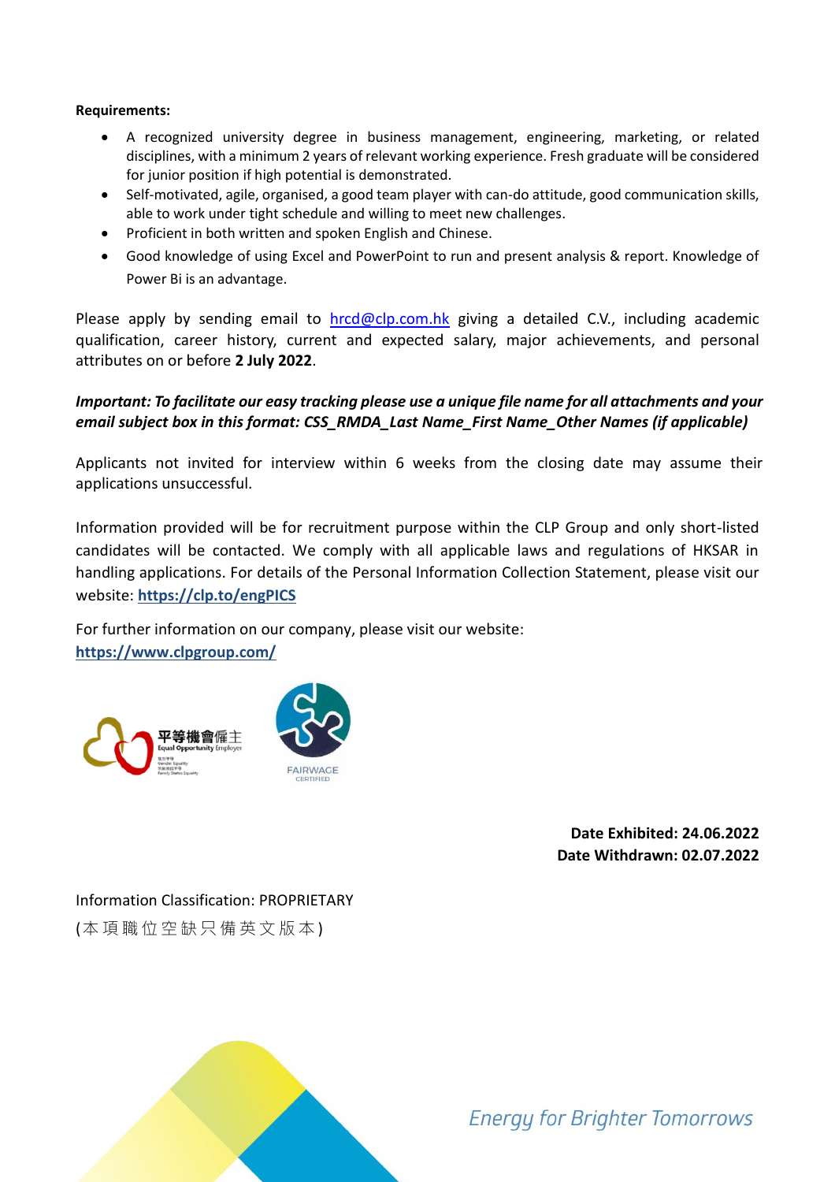**Requirements:**

- A recognized university degree in business management, engineering, marketing, or related disciplines, with a minimum 2 years of relevant working experience. Fresh graduate will be considered for junior position if high potential is demonstrated.
- Self-motivated, agile, organised, a good team player with can-do attitude, good communication skills, able to work under tight schedule and willing to meet new challenges.
- Proficient in both written and spoken English and Chinese.
- Good knowledge of using Excel and PowerPoint to run and present analysis & report. Knowledge of Power Bi is an advantage.

Please apply by sending email to hrcd@clp.com.hk giving a detailed C.V., including academic qualification, career history, current and expected salary, major achievements, and personal attributes on or before **2 July 2022**.

***Important: To facilitate our easy tracking please use a unique file name for all attachments and your email subject box in this format: CSS_RMDA_Last Name_First Name_Other Names (if applicable)***

Applicants not invited for interview within 6 weeks from the closing date may assume their applications unsuccessful.

Information provided will be for recruitment purpose within the CLP Group and only short-listed candidates will be contacted. We comply with all applicable laws and regulations of HKSAR in handling applications. For details of the Personal Information Collection Statement, please visit our website: **https://clp.to/engPICS**

For further information on our company, please visit our website:
**https://www.clpgroup.com/**

平等機會僱主 Equal Opportunity Employer

FAIRWAGE CERTIFIED

**Date Exhibited: 24.06.2022**
**Date Withdrawn: 02.07.2022**

Information Classification: PROPRIETARY
(本項職位空缺只備英文版本)

*Energy for Brighter Tomorrows*